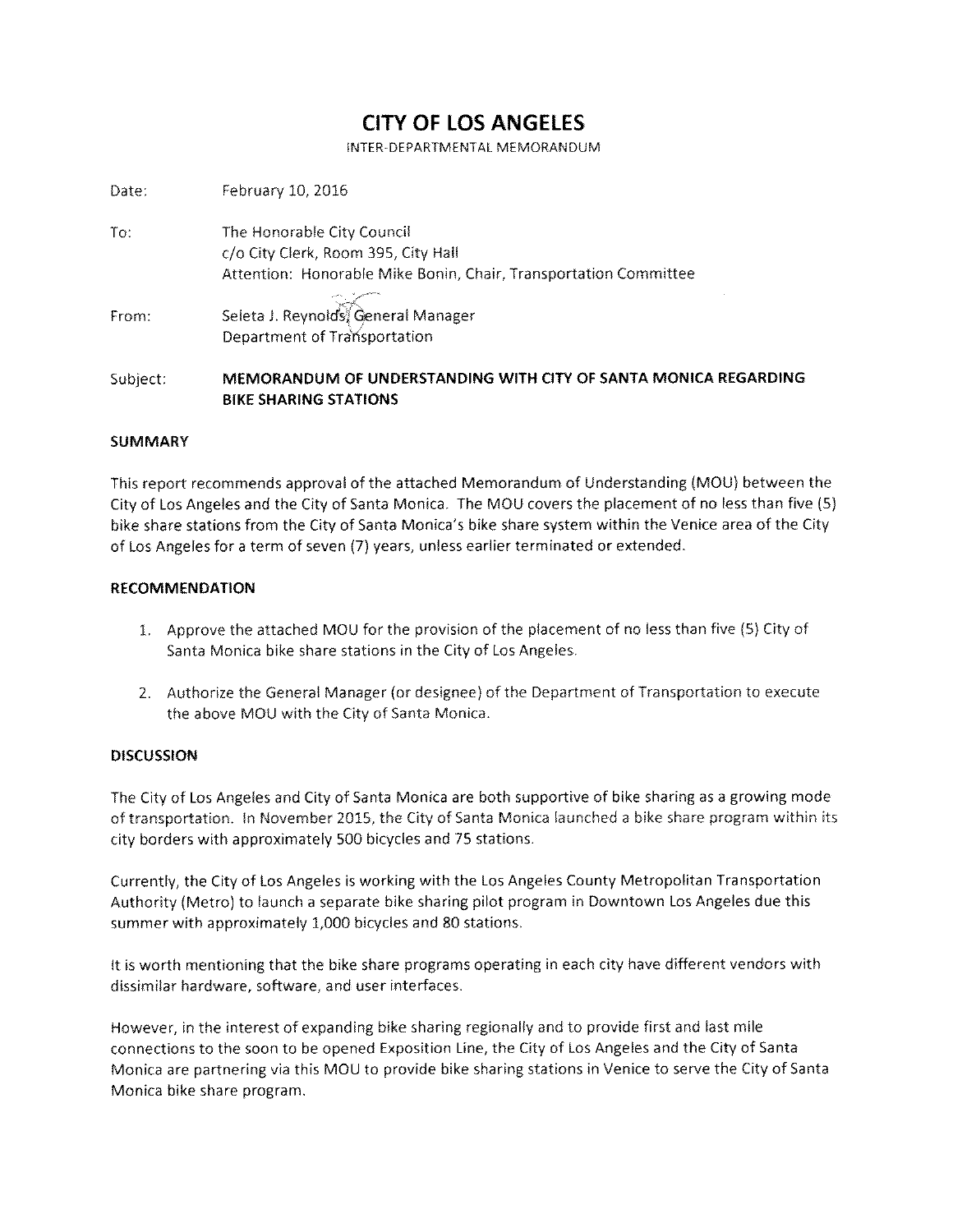# CITY OF LOS ANGELES

INTER-DEPARTMENTAL MEMORANDUM

Date: February 10, 2016

To: The Honorable City Council
c/o City Clerk, Room 395, City Hall
Attention: Honorable Mike Bonin, Chair, Transportation Committee

From: Seleta J. Reynolds, General Manager
Department of Transportation

Subject: **MEMORANDUM OF UNDERSTANDING WITH CITY OF SANTA MONICA REGARDING BIKE SHARING STATIONS**

## SUMMARY

This report recommends approval of the attached Memorandum of Understanding (MOU) between the City of Los Angeles and the City of Santa Monica. The MOU covers the placement of no less than five (5) bike share stations from the City of Santa Monica's bike share system within the Venice area of the City of Los Angeles for a term of seven (7) years, unless earlier terminated or extended.

## RECOMMENDATION

1. Approve the attached MOU for the provision of the placement of no less than five (5) City of Santa Monica bike share stations in the City of Los Angeles.
2. Authorize the General Manager (or designee) of the Department of Transportation to execute the above MOU with the City of Santa Monica.

## DISCUSSION

The City of Los Angeles and City of Santa Monica are both supportive of bike sharing as a growing mode of transportation. In November 2015, the City of Santa Monica launched a bike share program within its city borders with approximately 500 bicycles and 75 stations.

Currently, the City of Los Angeles is working with the Los Angeles County Metropolitan Transportation Authority (Metro) to launch a separate bike sharing pilot program in Downtown Los Angeles due this summer with approximately 1,000 bicycles and 80 stations.

It is worth mentioning that the bike share programs operating in each city have different vendors with dissimilar hardware, software, and user interfaces.

However, in the interest of expanding bike sharing regionally and to provide first and last mile connections to the soon to be opened Exposition Line, the City of Los Angeles and the City of Santa Monica are partnering via this MOU to provide bike sharing stations in Venice to serve the City of Santa Monica bike share program.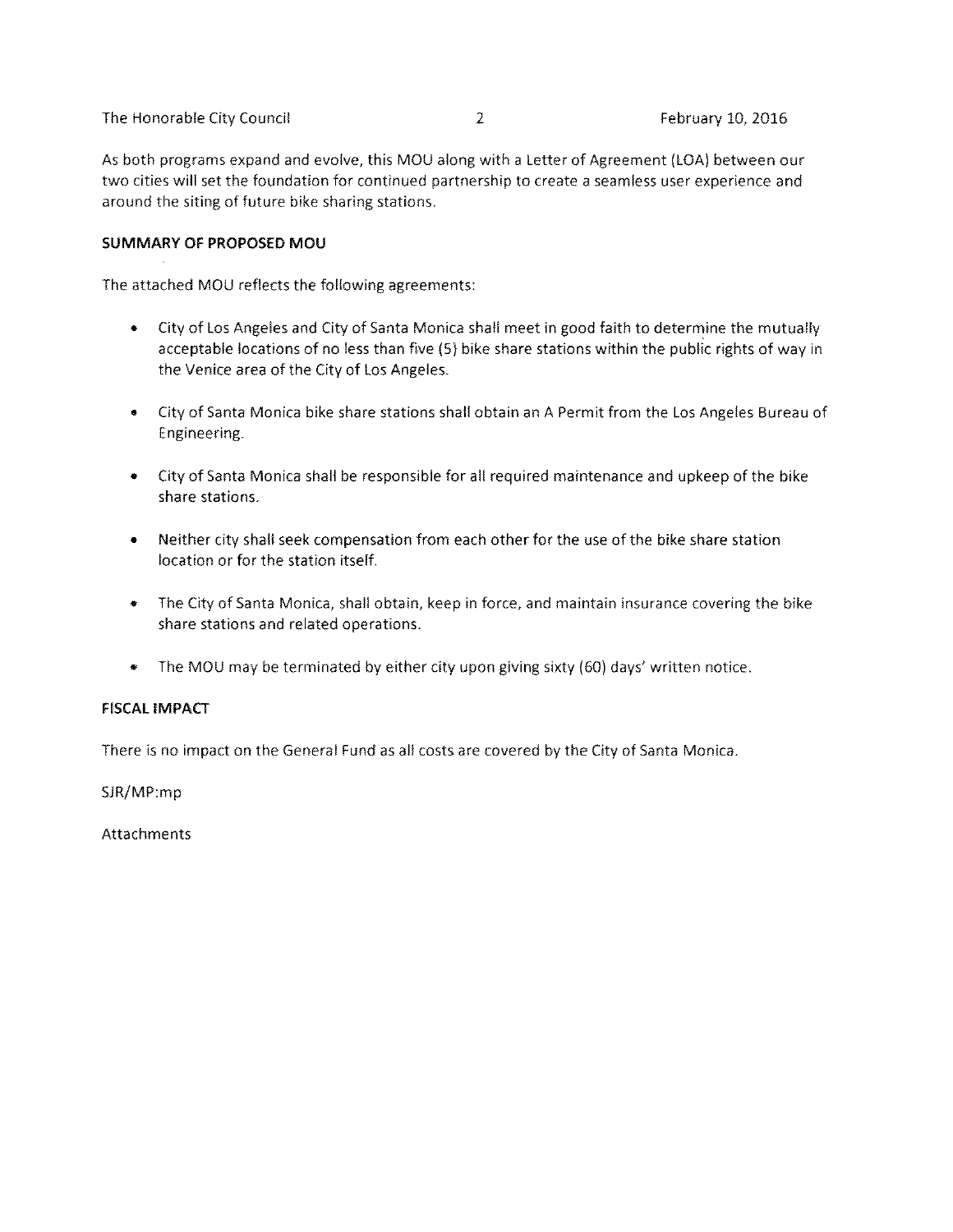As both programs expand and evolve, this MOU along with a Letter of Agreement (LOA) between our two cities will set the foundation for continued partnership to create a seamless user experience and around the siting of future bike sharing stations.

**SUMMARY OF PROPOSED MOU**

The attached MOU reflects the following agreements:

- City of Los Angeles and City of Santa Monica shall meet in good faith to determine the mutually acceptable locations of no less than five (5) bike share stations within the public rights of way in the Venice area of the City of Los Angeles.

- City of Santa Monica bike share stations shall obtain an A Permit from the Los Angeles Bureau of Engineering.

- City of Santa Monica shall be responsible for all required maintenance and upkeep of the bike share stations.

- Neither city shall seek compensation from each other for the use of the bike share station location or for the station itself.

- The City of Santa Monica, shall obtain, keep in force, and maintain insurance covering the bike share stations and related operations.

- The MOU may be terminated by either city upon giving sixty (60) days' written notice.

**FISCAL IMPACT**

There is no impact on the General Fund as all costs are covered by the City of Santa Monica.

SJR/MP:mp

Attachments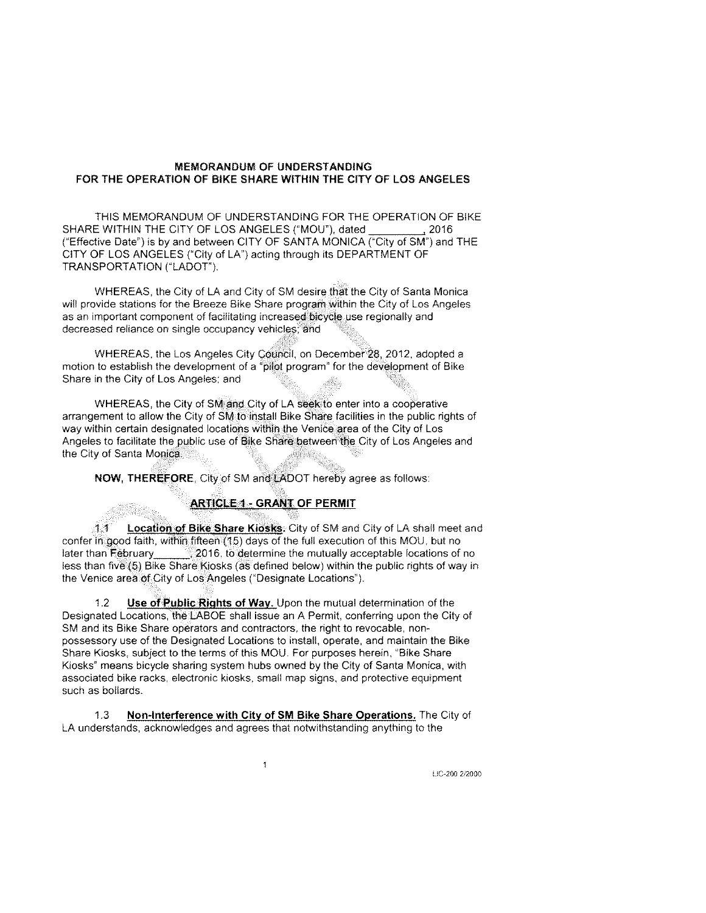**MEMORANDUM OF UNDERSTANDING**
**FOR THE OPERATION OF BIKE SHARE WITHIN THE CITY OF LOS ANGELES**

THIS MEMORANDUM OF UNDERSTANDING FOR THE OPERATION OF BIKE SHARE WITHIN THE CITY OF LOS ANGELES ("MOU"), dated __________, 2016 ("Effective Date") is by and between CITY OF SANTA MONICA ("City of SM") and THE CITY OF LOS ANGELES ("City of LA") acting through its DEPARTMENT OF TRANSPORTATION ("LADOT").

WHEREAS, the City of LA and City of SM desire that the City of Santa Monica will provide stations for the Breeze Bike Share program within the City of Los Angeles as an important component of facilitating increased bicycle use regionally and decreased reliance on single occupancy vehicles; and

WHEREAS, the Los Angeles City Council, on December 28, 2012, adopted a motion to establish the development of a "pilot program" for the development of Bike Share in the City of Los Angeles; and

WHEREAS, the City of SM and City of LA seek to enter into a cooperative arrangement to allow the City of SM to install Bike Share facilities in the public rights of way within certain designated locations within the Venice area of the City of Los Angeles to facilitate the public use of Bike Share between the City of Los Angeles and the City of Santa Monica.

**NOW, THEREFORE**, City of SM and LADOT hereby agree as follows:

**ARTICLE 1 - GRANT OF PERMIT**

1.1 **Location of Bike Share Kiosks.** City of SM and City of LA shall meet and confer in good faith, within fifteen (15) days of the full execution of this MOU, but no later than February_______, 2016, to determine the mutually acceptable locations of no less than five (5) Bike Share Kiosks (as defined below) within the public rights of way in the Venice area of City of Los Angeles ("Designate Locations").

1.2 **Use of Public Rights of Way.** Upon the mutual determination of the Designated Locations, the LABOE shall issue an A Permit, conferring upon the City of SM and its Bike Share operators and contractors, the right to revocable, non-possessory use of the Designated Locations to install, operate, and maintain the Bike Share Kiosks, subject to the terms of this MOU. For purposes herein, "Bike Share Kiosks" means bicycle sharing system hubs owned by the City of Santa Monica, with associated bike racks, electronic kiosks, small map signs, and protective equipment such as bollards.

1.3 **Non-Interference with City of SM Bike Share Operations.** The City of LA understands, acknowledges and agrees that notwithstanding anything to the

LIC-200 2/2000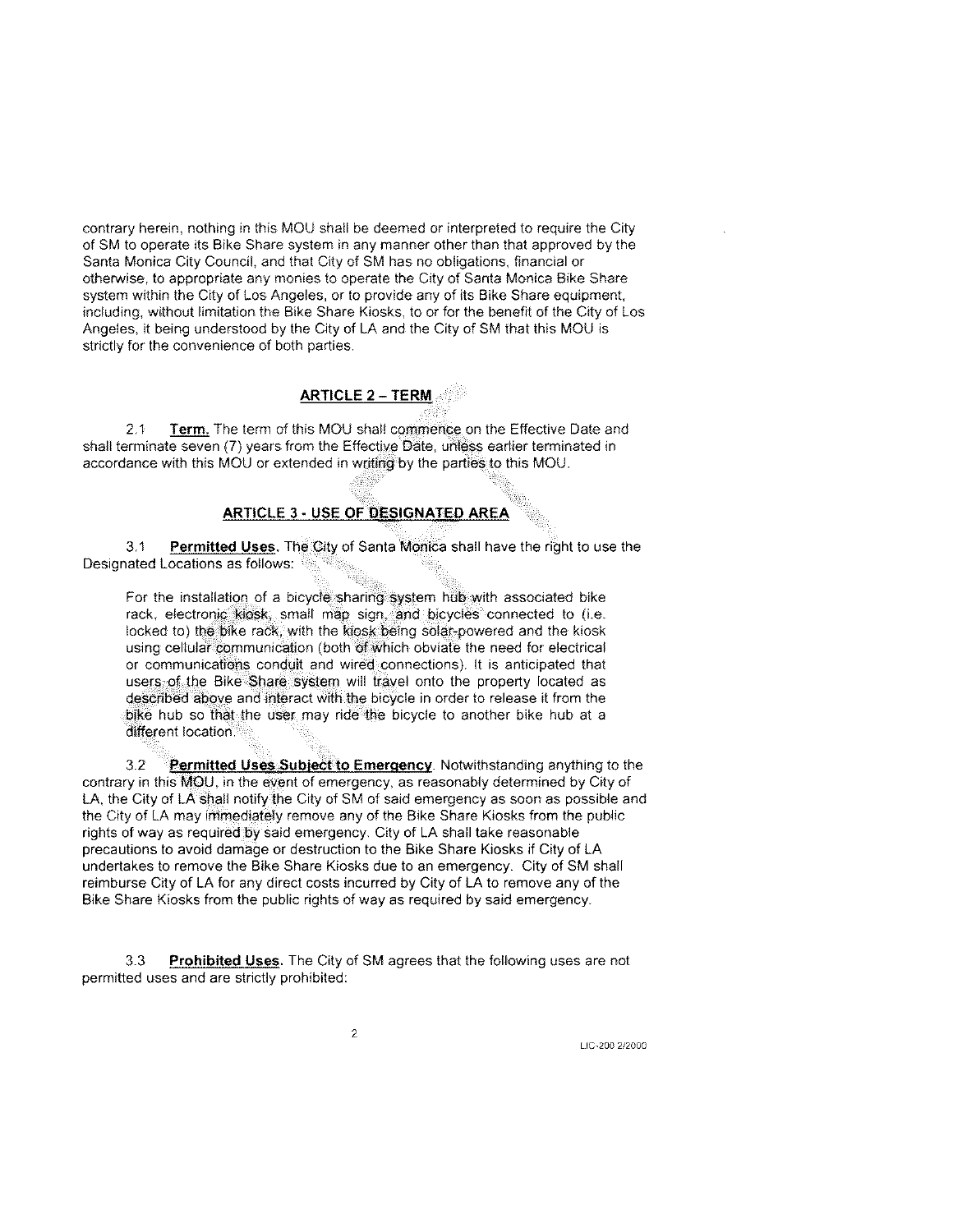contrary herein, nothing in this MOU shall be deemed or interpreted to require the City of SM to operate its Bike Share system in any manner other than that approved by the Santa Monica City Council, and that City of SM has no obligations, financial or otherwise, to appropriate any monies to operate the City of Santa Monica Bike Share system within the City of Los Angeles, or to provide any of its Bike Share equipment, including, without limitation the Bike Share Kiosks, to or for the benefit of the City of Los Angeles, it being understood by the City of LA and the City of SM that this MOU is strictly for the convenience of both parties.

## ARTICLE 2 – TERM

2.1 **Term.** The term of this MOU shall commence on the Effective Date and shall terminate seven (7) years from the Effective Date, unless earlier terminated in accordance with this MOU or extended in writing by the parties to this MOU.

## ARTICLE 3 - USE OF DESIGNATED AREA

3.1 **Permitted Uses.** The City of Santa Monica shall have the right to use the Designated Locations as follows:

> For the installation of a bicycle sharing system hub with associated bike rack, electronic kiosk, small map sign, and bicycles connected to (i.e. locked to) the bike rack, with the kiosk being solar-powered and the kiosk using cellular communication (both of which obviate the need for electrical or communications conduit and wired connections). It is anticipated that users of the Bike Share system will travel onto the property located as described above and interact with the bicycle in order to release it from the bike hub so that the user may ride the bicycle to another bike hub at a different location.

3.2 **Permitted Uses Subject to Emergency**. Notwithstanding anything to the contrary in this MOU, in the event of emergency, as reasonably determined by City of LA, the City of LA shall notify the City of SM of said emergency as soon as possible and the City of LA may immediately remove any of the Bike Share Kiosks from the public rights of way as required by said emergency. City of LA shall take reasonable precautions to avoid damage or destruction to the Bike Share Kiosks if City of LA undertakes to remove the Bike Share Kiosks due to an emergency. City of SM shall reimburse City of LA for any direct costs incurred by City of LA to remove any of the Bike Share Kiosks from the public rights of way as required by said emergency.

3.3 **Prohibited Uses.** The City of SM agrees that the following uses are not permitted uses and are strictly prohibited:

LIC-200 2/2000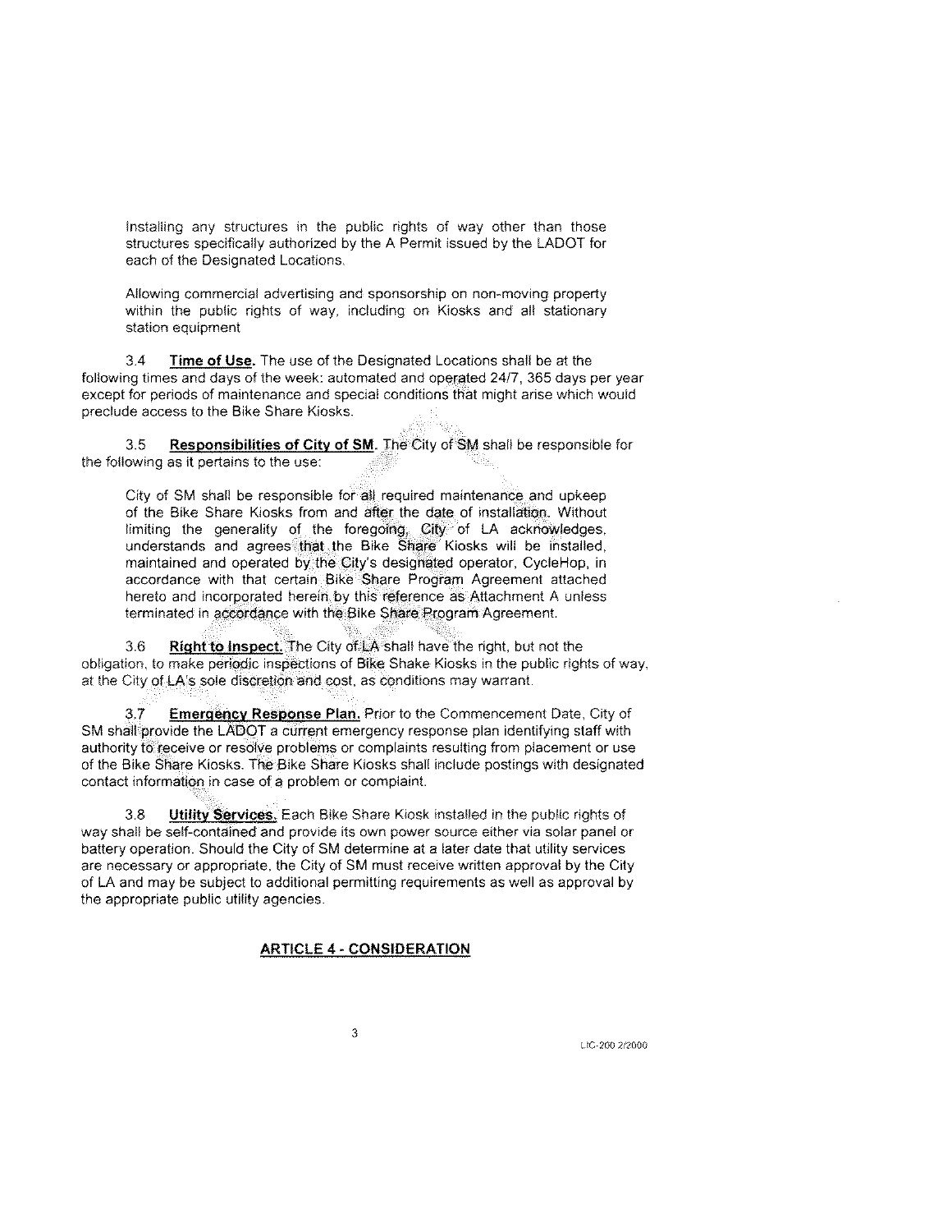Installing any structures in the public rights of way other than those structures specifically authorized by the A Permit issued by the LADOT for each of the Designated Locations.

Allowing commercial advertising and sponsorship on non-moving property within the public rights of way, including on Kiosks and all stationary station equipment

3.4 **Time of Use.** The use of the Designated Locations shall be at the following times and days of the week: automated and operated 24/7, 365 days per year except for periods of maintenance and special conditions that might arise which would preclude access to the Bike Share Kiosks.

3.5 **Responsibilities of City of SM.** The City of SM shall be responsible for the following as it pertains to the use:

City of SM shall be responsible for all required maintenance and upkeep of the Bike Share Kiosks from and after the date of installation. Without limiting the generality of the foregoing, City of LA acknowledges, understands and agrees that the Bike Share Kiosks will be installed, maintained and operated by the City's designated operator, CycleHop, in accordance with that certain Bike Share Program Agreement attached hereto and incorporated herein by this reference as Attachment A unless terminated in accordance with the Bike Share Program Agreement.

3.6 **Right to Inspect.** The City of LA shall have the right, but not the obligation, to make periodic inspections of Bike Shake Kiosks in the public rights of way, at the City of LA's sole discretion and cost, as conditions may warrant.

3.7 **Emergency Response Plan.** Prior to the Commencement Date, City of SM shall provide the LADOT a current emergency response plan identifying staff with authority to receive or resolve problems or complaints resulting from placement or use of the Bike Share Kiosks. The Bike Share Kiosks shall include postings with designated contact information in case of a problem or complaint.

3.8 **Utility Services.** Each Bike Share Kiosk installed in the public rights of way shall be self-contained and provide its own power source either via solar panel or battery operation. Should the City of SM determine at a later date that utility services are necessary or appropriate, the City of SM must receive written approval by the City of LA and may be subject to additional permitting requirements as well as approval by the appropriate public utility agencies.

## ARTICLE 4 - CONSIDERATION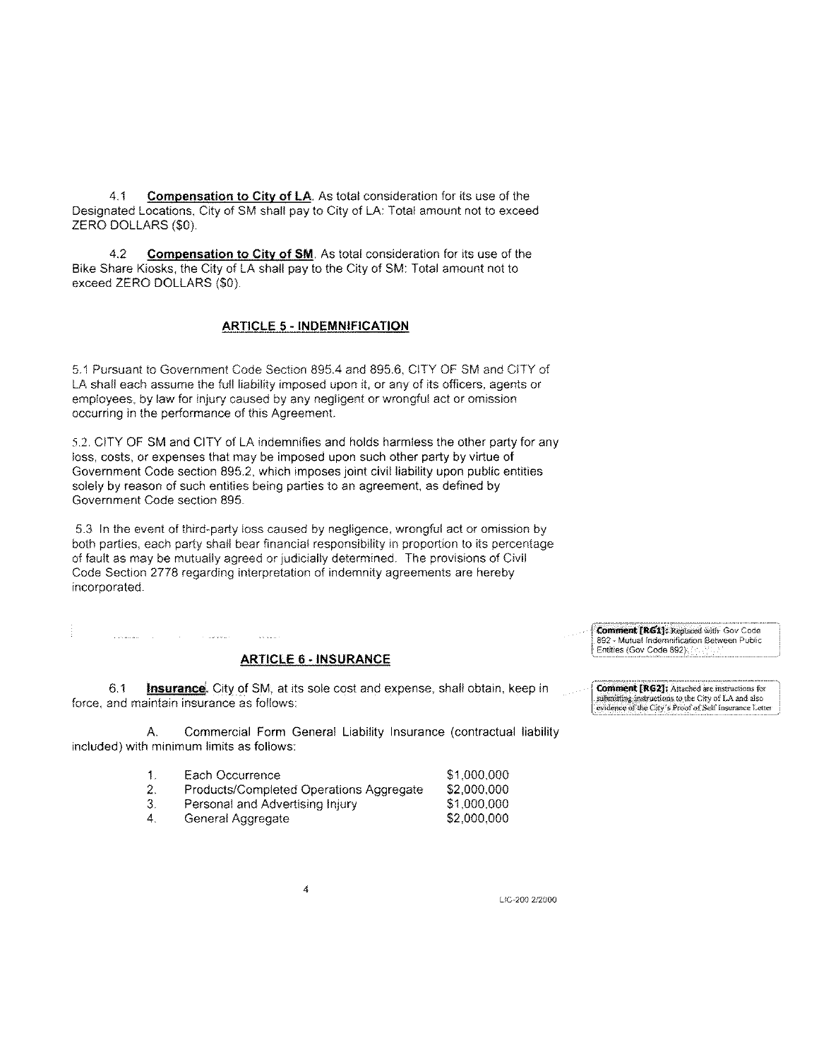4.1 **Compensation to City of LA**. As total consideration for its use of the Designated Locations, City of SM shall pay to City of LA: Total amount not to exceed ZERO DOLLARS ($0).

4.2 **Compensation to City of SM**. As total consideration for its use of the Bike Share Kiosks, the City of LA shall pay to the City of SM: Total amount not to exceed ZERO DOLLARS ($0).

## ARTICLE 5 - INDEMNIFICATION

5.1 Pursuant to Government Code Section 895.4 and 895.6, CITY OF SM and CITY of LA shall each assume the full liability imposed upon it, or any of its officers, agents or employees, by law for injury caused by any negligent or wrongful act or omission occurring in the performance of this Agreement.

5.2. CITY OF SM and CITY of LA indemnifies and holds harmless the other party for any loss, costs, or expenses that may be imposed upon such other party by virtue of Government Code section 895.2, which imposes joint civil liability upon public entities solely by reason of such entities being parties to an agreement, as defined by Government Code section 895.

5.3 In the event of third-party loss caused by negligence, wrongful act or omission by both parties, each party shall bear financial responsibility in proportion to its percentage of fault as may be mutually agreed or judicially determined. The provisions of Civil Code Section 2778 regarding interpretation of indemnity agreements are hereby incorporated.

**Comment [RG1]:** Replaced with Gov Code 892 - Mutual Indemnification Between Public Entities (Gov Code 892).

## ARTICLE 6 - INSURANCE

6.1 **Insurance**. City of SM, at its sole cost and expense, shall obtain, keep in force, and maintain insurance as follows:

**Comment [RG2]:** Attached are instructions for submitting instructions to the City of LA and also evidence of the City's Proof of Self Insurance Letter

A. Commercial Form General Liability Insurance (contractual liability included) with minimum limits as follows:

| | | |
|---|---|---|
| 1. | Each Occurrence | $1,000,000 |
| 2. | Products/Completed Operations Aggregate | $2,000,000 |
| 3. | Personal and Advertising Injury | $1,000,000 |
| 4. | General Aggregate | $2,000,000 |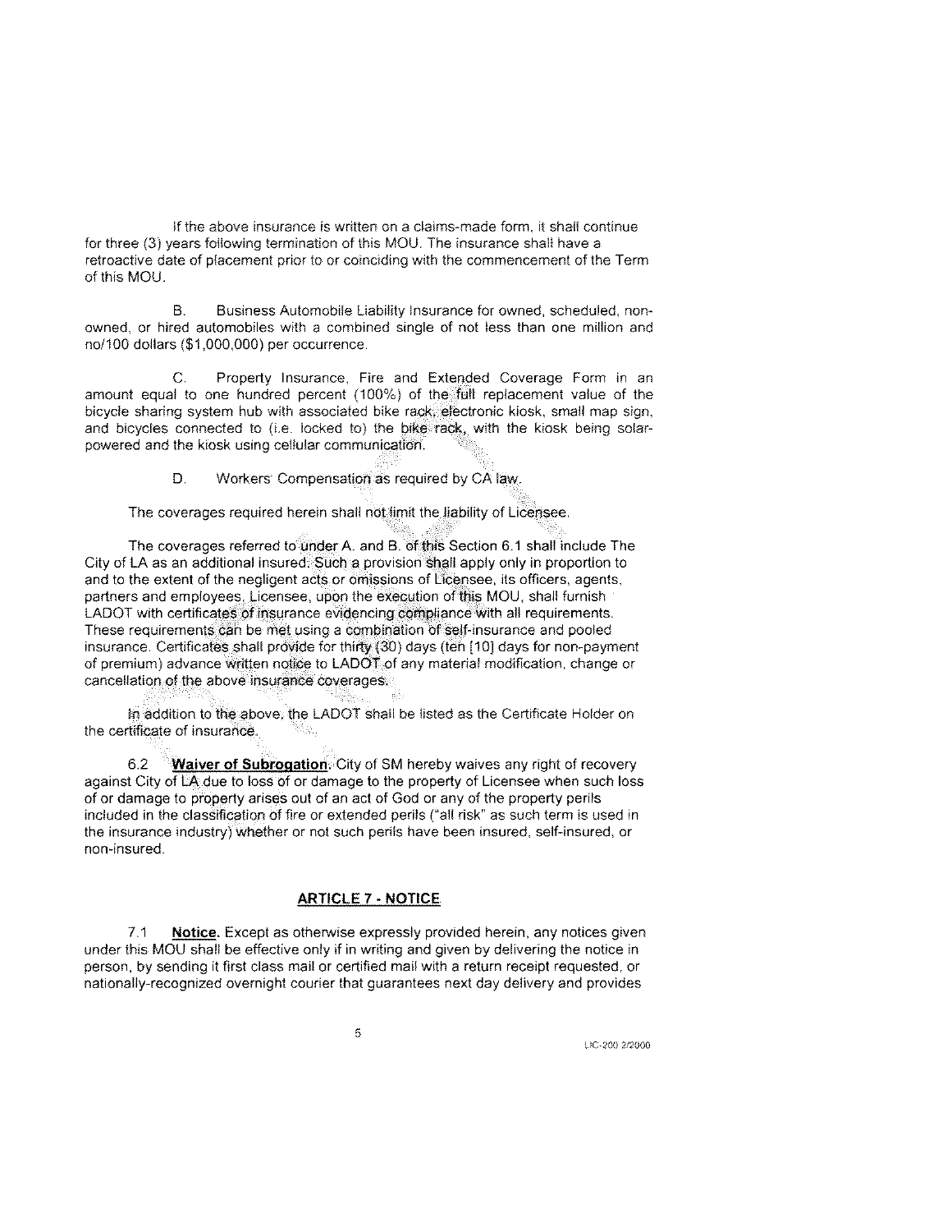If the above insurance is written on a claims-made form, it shall continue for three (3) years following termination of this MOU. The insurance shall have a retroactive date of placement prior to or coinciding with the commencement of the Term of this MOU.

B. Business Automobile Liability Insurance for owned, scheduled, non-owned, or hired automobiles with a combined single of not less than one million and no/100 dollars ($1,000,000) per occurrence.

C. Property Insurance, Fire and Extended Coverage Form in an amount equal to one hundred percent (100%) of the full replacement value of the bicycle sharing system hub with associated bike rack, electronic kiosk, small map sign, and bicycles connected to (i.e. locked to) the bike rack, with the kiosk being solar-powered and the kiosk using cellular communication.

D. Workers' Compensation as required by CA law.

The coverages required herein shall not limit the liability of Licensee.

The coverages referred to under A. and B. of this Section 6.1 shall include The City of LA as an additional insured. Such a provision shall apply only in proportion to and to the extent of the negligent acts or omissions of Licensee, its officers, agents, partners and employees. Licensee, upon the execution of this MOU, shall furnish LADOT with certificates of insurance evidencing compliance with all requirements. These requirements can be met using a combination of self-insurance and pooled insurance. Certificates shall provide for thirty (30) days (ten [10] days for non-payment of premium) advance written notice to LADOT of any material modification, change or cancellation of the above insurance coverages.

In addition to the above, the LADOT shall be listed as the Certificate Holder on the certificate of insurance.

6.2 **Waiver of Subrogation.** City of SM hereby waives any right of recovery against City of LA due to loss of or damage to the property of Licensee when such loss of or damage to property arises out of an act of God or any of the property perils included in the classification of fire or extended perils ("all risk" as such term is used in the insurance industry) whether or not such perils have been insured, self-insured, or non-insured.

## ARTICLE 7 - NOTICE

7.1 **Notice.** Except as otherwise expressly provided herein, any notices given under this MOU shall be effective only if in writing and given by delivering the notice in person, by sending it first class mail or certified mail with a return receipt requested, or nationally-recognized overnight courier that guarantees next day delivery and provides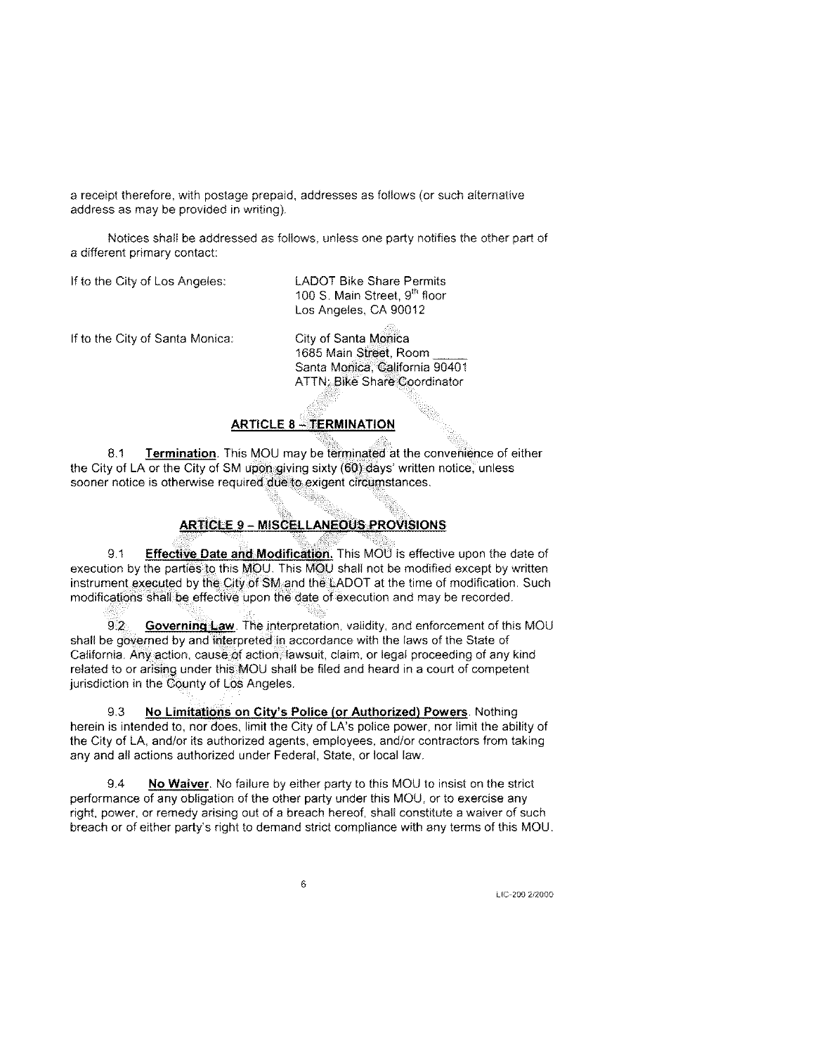a receipt therefore, with postage prepaid, addresses as follows (or such alternative address as may be provided in writing).

Notices shall be addressed as follows, unless one party notifies the other part of a different primary contact:

If to the City of Los Angeles: LADOT Bike Share Permits
100 S. Main Street, 9th floor
Los Angeles, CA 90012

If to the City of Santa Monica: City of Santa Monica
1685 Main Street, Room \_\_\_\_\_
Santa Monica, California 90401
ATTN: Bike Share Coordinator

## ARTICLE 8 – TERMINATION

8.1 **Termination**. This MOU may be terminated at the convenience of either the City of LA or the City of SM upon giving sixty (60) days' written notice, unless sooner notice is otherwise required due to exigent circumstances.

## ARTICLE 9 – MISCELLANEOUS PROVISIONS

9.1 **Effective Date and Modification.** This MOU is effective upon the date of execution by the parties to this MOU. This MOU shall not be modified except by written instrument executed by the City of SM and the LADOT at the time of modification. Such modifications shall be effective upon the date of execution and may be recorded.

9.2 **Governing Law**. The interpretation, validity, and enforcement of this MOU shall be governed by and interpreted in accordance with the laws of the State of California. Any action, cause of action, lawsuit, claim, or legal proceeding of any kind related to or arising under this MOU shall be filed and heard in a court of competent jurisdiction in the County of Los Angeles.

9.3 **No Limitations on City's Police (or Authorized) Powers**. Nothing herein is intended to, nor does, limit the City of LA's police power, nor limit the ability of the City of LA, and/or its authorized agents, employees, and/or contractors from taking any and all actions authorized under Federal, State, or local law.

9.4 **No Waiver**. No failure by either party to this MOU to insist on the strict performance of any obligation of the other party under this MOU, or to exercise any right, power, or remedy arising out of a breach hereof, shall constitute a waiver of such breach or of either party's right to demand strict compliance with any terms of this MOU.

LIC-200 2/2000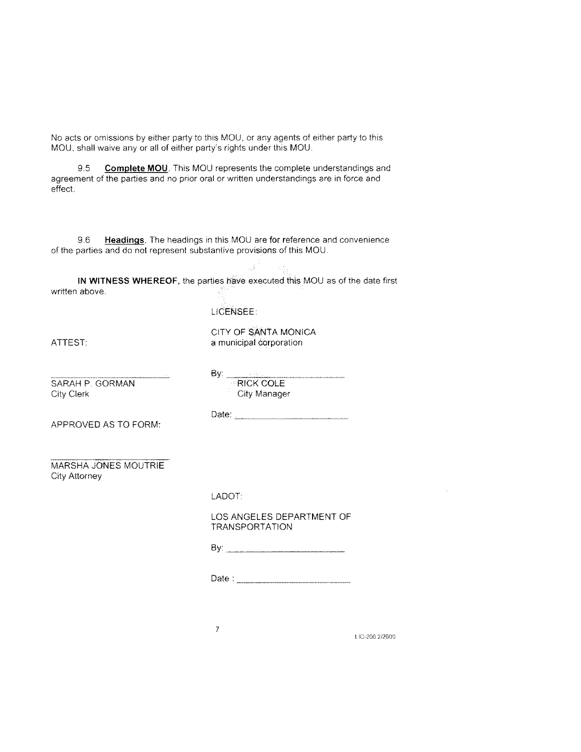No acts or omissions by either party to this MOU, or any agents of either party to this MOU, shall waive any or all of either party's rights under this MOU.

9.5 **Complete MOU**. This MOU represents the complete understandings and agreement of the parties and no prior oral or written understandings are in force and effect.

9.6 **Headings**. The headings in this MOU are for reference and convenience of the parties and do not represent substantive provisions of this MOU.

**IN WITNESS WHEREOF,** the parties have executed this MOU as of the date first written above.

LICENSEE:

CITY OF SANTA MONICA
a municipal corporation

ATTEST:

By: \_\_\_\_\_\_\_\_\_\_\_\_\_\_\_\_\_\_\_\_\_\_\_\_
RICK COLE
City Manager

\_\_\_\_\_\_\_\_\_\_\_\_\_\_\_\_\_\_\_\_\_\_\_\_
SARAH P. GORMAN
City Clerk

Date: \_\_\_\_\_\_\_\_\_\_\_\_\_\_\_\_\_\_\_\_\_\_\_\_

APPROVED AS TO FORM:

\_\_\_\_\_\_\_\_\_\_\_\_\_\_\_\_\_\_\_\_\_\_\_\_
MARSHA JONES MOUTRIE
City Attorney

LADOT:

LOS ANGELES DEPARTMENT OF TRANSPORTATION

By: \_\_\_\_\_\_\_\_\_\_\_\_\_\_\_\_\_\_\_\_\_\_\_\_

Date : \_\_\_\_\_\_\_\_\_\_\_\_\_\_\_\_\_\_\_\_\_\_\_\_

LIC-200 2/2000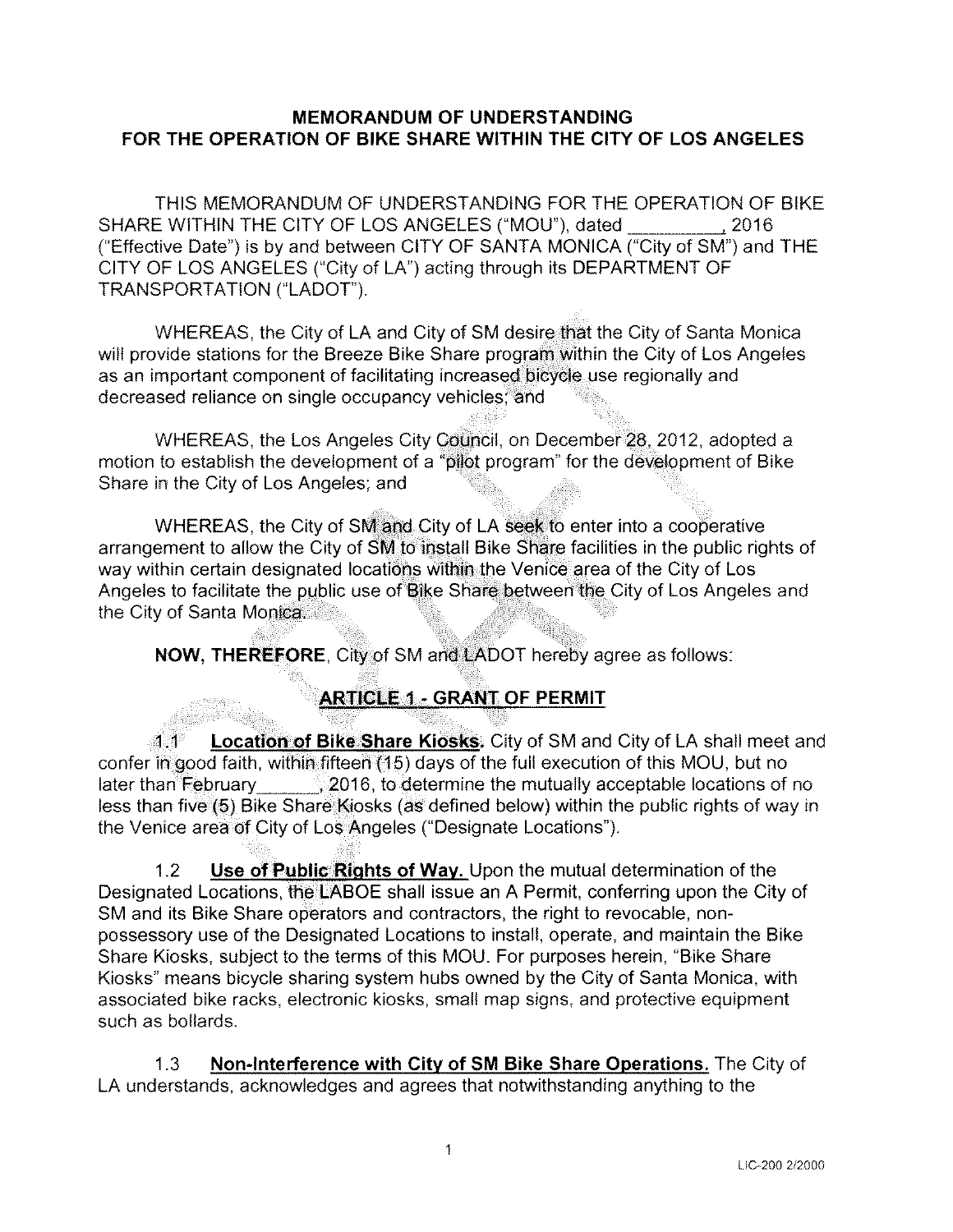# MEMORANDUM OF UNDERSTANDING
# FOR THE OPERATION OF BIKE SHARE WITHIN THE CITY OF LOS ANGELES

THIS MEMORANDUM OF UNDERSTANDING FOR THE OPERATION OF BIKE SHARE WITHIN THE CITY OF LOS ANGELES ("MOU"), dated __________, 2016 ("Effective Date") is by and between CITY OF SANTA MONICA ("City of SM") and THE CITY OF LOS ANGELES ("City of LA") acting through its DEPARTMENT OF TRANSPORTATION ("LADOT").

WHEREAS, the City of LA and City of SM desire that the City of Santa Monica will provide stations for the Breeze Bike Share program within the City of Los Angeles as an important component of facilitating increased bicycle use regionally and decreased reliance on single occupancy vehicles; and

WHEREAS, the Los Angeles City Council, on December 28, 2012, adopted a motion to establish the development of a "pilot program" for the development of Bike Share in the City of Los Angeles; and

WHEREAS, the City of SM and City of LA seek to enter into a cooperative arrangement to allow the City of SM to install Bike Share facilities in the public rights of way within certain designated locations within the Venice area of the City of Los Angeles to facilitate the public use of Bike Share between the City of Los Angeles and the City of Santa Monica.

**NOW, THEREFORE**, City of SM and LADOT hereby agree as follows:

## ARTICLE 1 - GRANT OF PERMIT

1.1 **Location of Bike Share Kiosks.** City of SM and City of LA shall meet and confer in good faith, within fifteen (15) days of the full execution of this MOU, but no later than February_______, 2016, to determine the mutually acceptable locations of no less than five (5) Bike Share Kiosks (as defined below) within the public rights of way in the Venice area of City of Los Angeles ("Designate Locations").

1.2 **Use of Public Rights of Way.** Upon the mutual determination of the Designated Locations, the LABOE shall issue an A Permit, conferring upon the City of SM and its Bike Share operators and contractors, the right to revocable, non-possessory use of the Designated Locations to install, operate, and maintain the Bike Share Kiosks, subject to the terms of this MOU. For purposes herein, "Bike Share Kiosks" means bicycle sharing system hubs owned by the City of Santa Monica, with associated bike racks, electronic kiosks, small map signs, and protective equipment such as bollards.

1.3 **Non-Interference with City of SM Bike Share Operations.** The City of LA understands, acknowledges and agrees that notwithstanding anything to the

LIC-200 2/2000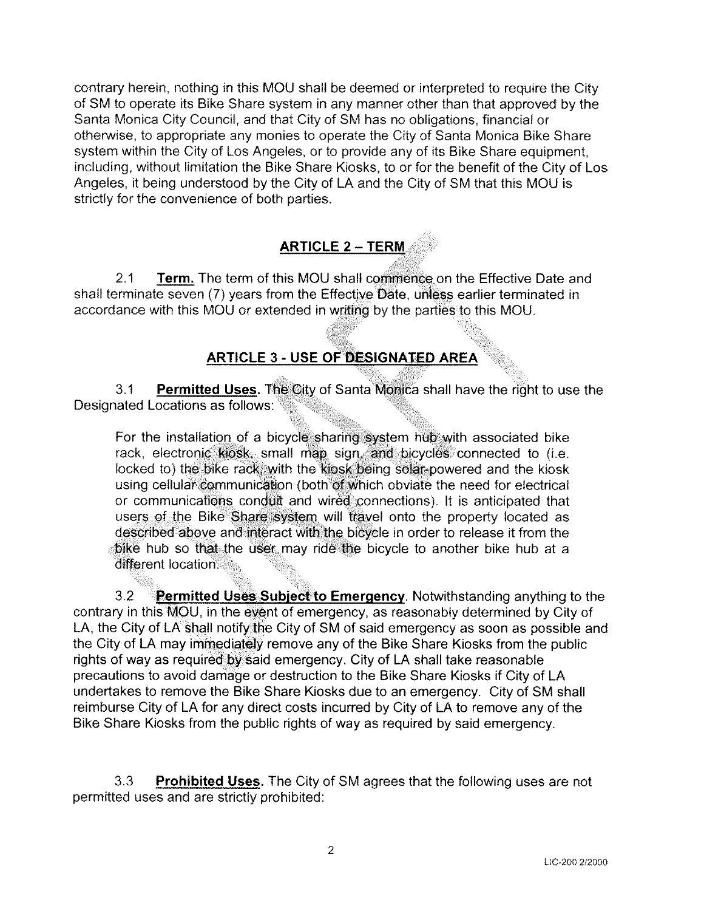contrary herein, nothing in this MOU shall be deemed or interpreted to require the City of SM to operate its Bike Share system in any manner other than that approved by the Santa Monica City Council, and that City of SM has no obligations, financial or otherwise, to appropriate any monies to operate the City of Santa Monica Bike Share system within the City of Los Angeles, or to provide any of its Bike Share equipment, including, without limitation the Bike Share Kiosks, to or for the benefit of the City of Los Angeles, it being understood by the City of LA and the City of SM that this MOU is strictly for the convenience of both parties.

## ARTICLE 2 – TERM

2.1 **Term.** The term of this MOU shall commence on the Effective Date and shall terminate seven (7) years from the Effective Date, unless earlier terminated in accordance with this MOU or extended in writing by the parties to this MOU.

## ARTICLE 3 - USE OF DESIGNATED AREA

3.1 **Permitted Uses.** The City of Santa Monica shall have the right to use the Designated Locations as follows:

> For the installation of a bicycle sharing system hub with associated bike rack, electronic kiosk, small map sign, and bicycles connected to (i.e. locked to) the bike rack, with the kiosk being solar-powered and the kiosk using cellular communication (both of which obviate the need for electrical or communications conduit and wired connections). It is anticipated that users of the Bike Share system will travel onto the property located as described above and interact with the bicycle in order to release it from the bike hub so that the user may ride the bicycle to another bike hub at a different location.

3.2 **Permitted Uses Subject to Emergency**. Notwithstanding anything to the contrary in this MOU, in the event of emergency, as reasonably determined by City of LA, the City of LA shall notify the City of SM of said emergency as soon as possible and the City of LA may immediately remove any of the Bike Share Kiosks from the public rights of way as required by said emergency. City of LA shall take reasonable precautions to avoid damage or destruction to the Bike Share Kiosks if City of LA undertakes to remove the Bike Share Kiosks due to an emergency. City of SM shall reimburse City of LA for any direct costs incurred by City of LA to remove any of the Bike Share Kiosks from the public rights of way as required by said emergency.

3.3 **Prohibited Uses.** The City of SM agrees that the following uses are not permitted uses and are strictly prohibited: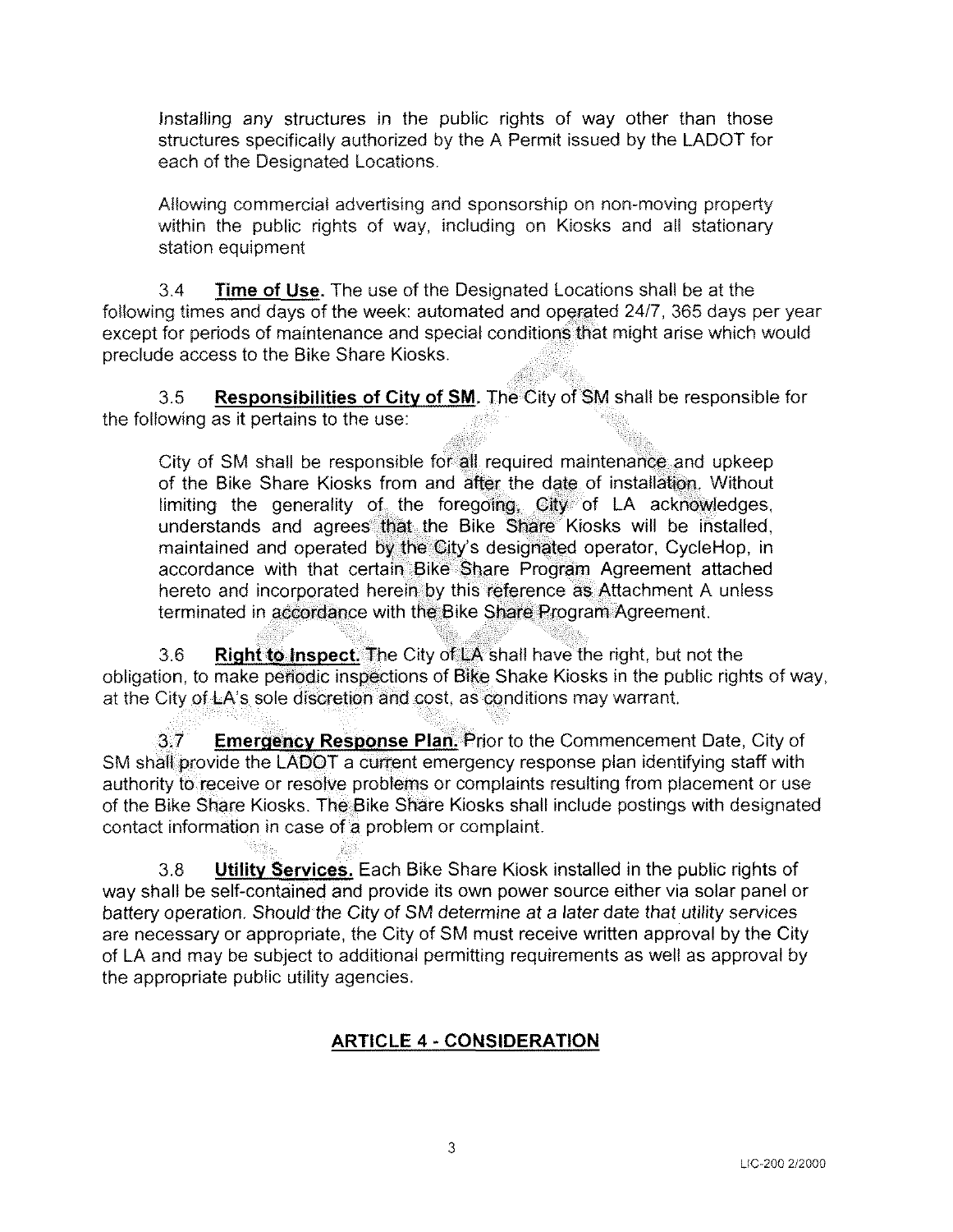Installing any structures in the public rights of way other than those structures specifically authorized by the A Permit issued by the LADOT for each of the Designated Locations.

Allowing commercial advertising and sponsorship on non-moving property within the public rights of way, including on Kiosks and all stationary station equipment

3.4 **Time of Use.** The use of the Designated Locations shall be at the following times and days of the week: automated and operated 24/7, 365 days per year except for periods of maintenance and special conditions that might arise which would preclude access to the Bike Share Kiosks.

3.5 **Responsibilities of City of SM.** The City of SM shall be responsible for the following as it pertains to the use:

City of SM shall be responsible for all required maintenance and upkeep of the Bike Share Kiosks from and after the date of installation. Without limiting the generality of the foregoing, City of LA acknowledges, understands and agrees that the Bike Share Kiosks will be installed, maintained and operated by the City's designated operator, CycleHop, in accordance with that certain Bike Share Program Agreement attached hereto and incorporated herein by this reference as Attachment A unless terminated in accordance with the Bike Share Program Agreement.

3.6 **Right to Inspect.** The City of LA shall have the right, but not the obligation, to make periodic inspections of Bike Shake Kiosks in the public rights of way, at the City of LA's sole discretion and cost, as conditions may warrant.

3.7 **Emergency Response Plan.** Prior to the Commencement Date, City of SM shall provide the LADOT a current emergency response plan identifying staff with authority to receive or resolve problems or complaints resulting from placement or use of the Bike Share Kiosks. The Bike Share Kiosks shall include postings with designated contact information in case of a problem or complaint.

3.8 **Utility Services.** Each Bike Share Kiosk installed in the public rights of way shall be self-contained and provide its own power source either via solar panel or battery operation. *Should the City of SM determine at a later date that utility services* are necessary or appropriate, the City of SM must receive written approval by the City of LA and may be subject to additional permitting requirements as well as approval by the appropriate public utility agencies.

## ARTICLE 4 - CONSIDERATION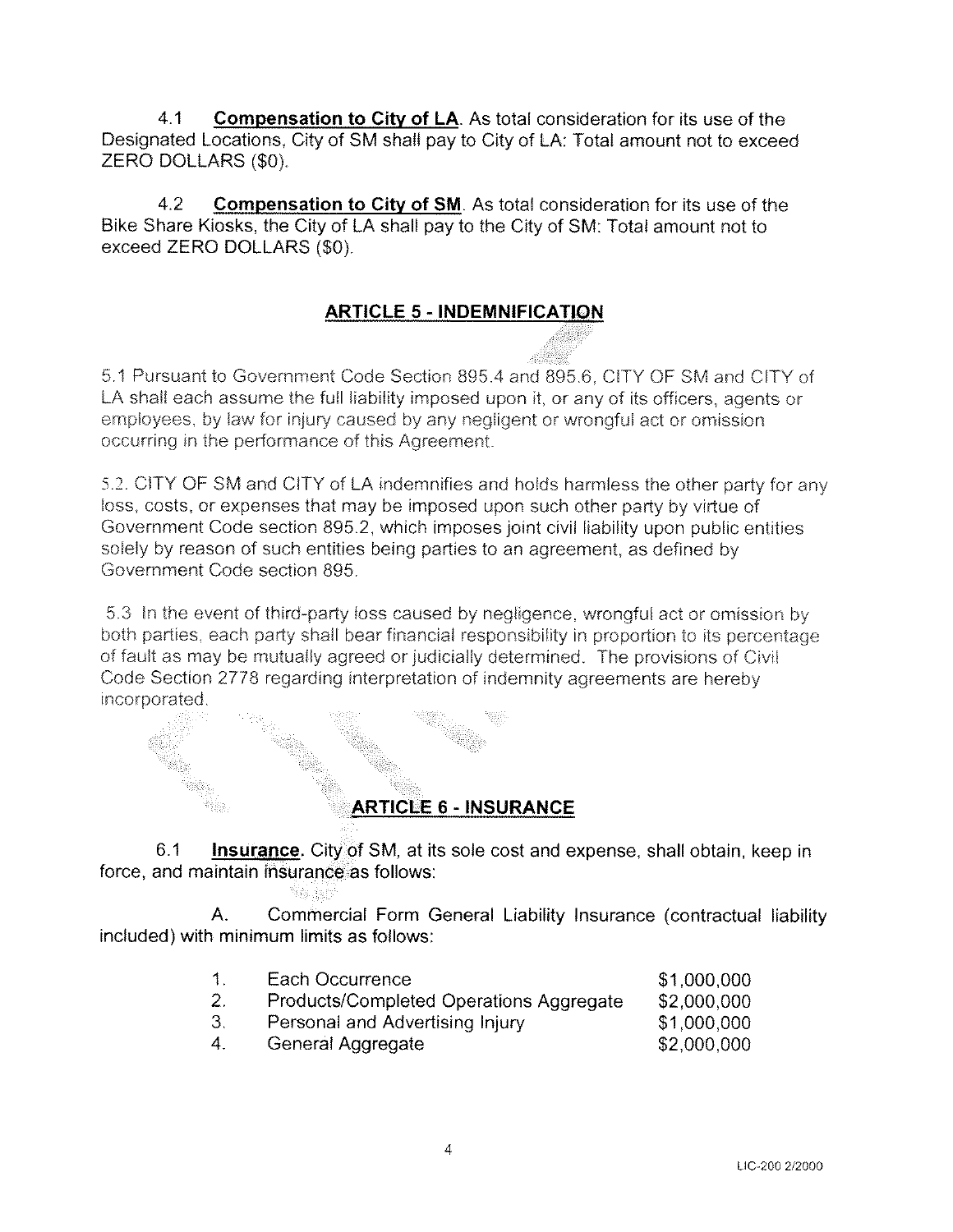4.1 **Compensation to City of LA**. As total consideration for its use of the Designated Locations, City of SM shall pay to City of LA: Total amount not to exceed ZERO DOLLARS ($0).

4.2 **Compensation to City of SM**. As total consideration for its use of the Bike Share Kiosks, the City of LA shall pay to the City of SM: Total amount not to exceed ZERO DOLLARS ($0).

## ARTICLE 5 - INDEMNIFICATION

5.1 Pursuant to Government Code Section 895.4 and 895.6, CITY OF SM and CITY of LA shall each assume the full liability imposed upon it, or any of its officers, agents or employees, by law for injury caused by any negligent or wrongful act or omission occurring in the performance of this Agreement.

5.2. CITY OF SM and CITY of LA indemnifies and holds harmless the other party for any loss, costs, or expenses that may be imposed upon such other party by virtue of Government Code section 895.2, which imposes joint civil liability upon public entities solely by reason of such entities being parties to an agreement, as defined by Government Code section 895.

5.3 In the event of third-party loss caused by negligence, wrongful act or omission by both parties, each party shall bear financial responsibility in proportion to its percentage of fault as may be mutually agreed or judicially determined. The provisions of Civil Code Section 2778 regarding interpretation of indemnity agreements are hereby incorporated.

## ARTICLE 6 - INSURANCE

6.1 **Insurance**. City of SM, at its sole cost and expense, shall obtain, keep in force, and maintain insurance as follows:

A. Commercial Form General Liability Insurance (contractual liability included) with minimum limits as follows:

| | | |
|---|---|---|
| 1. | Each Occurrence | $1,000,000 |
| 2. | Products/Completed Operations Aggregate | $2,000,000 |
| 3. | Personal and Advertising Injury | $1,000,000 |
| 4. | General Aggregate | $2,000,000 |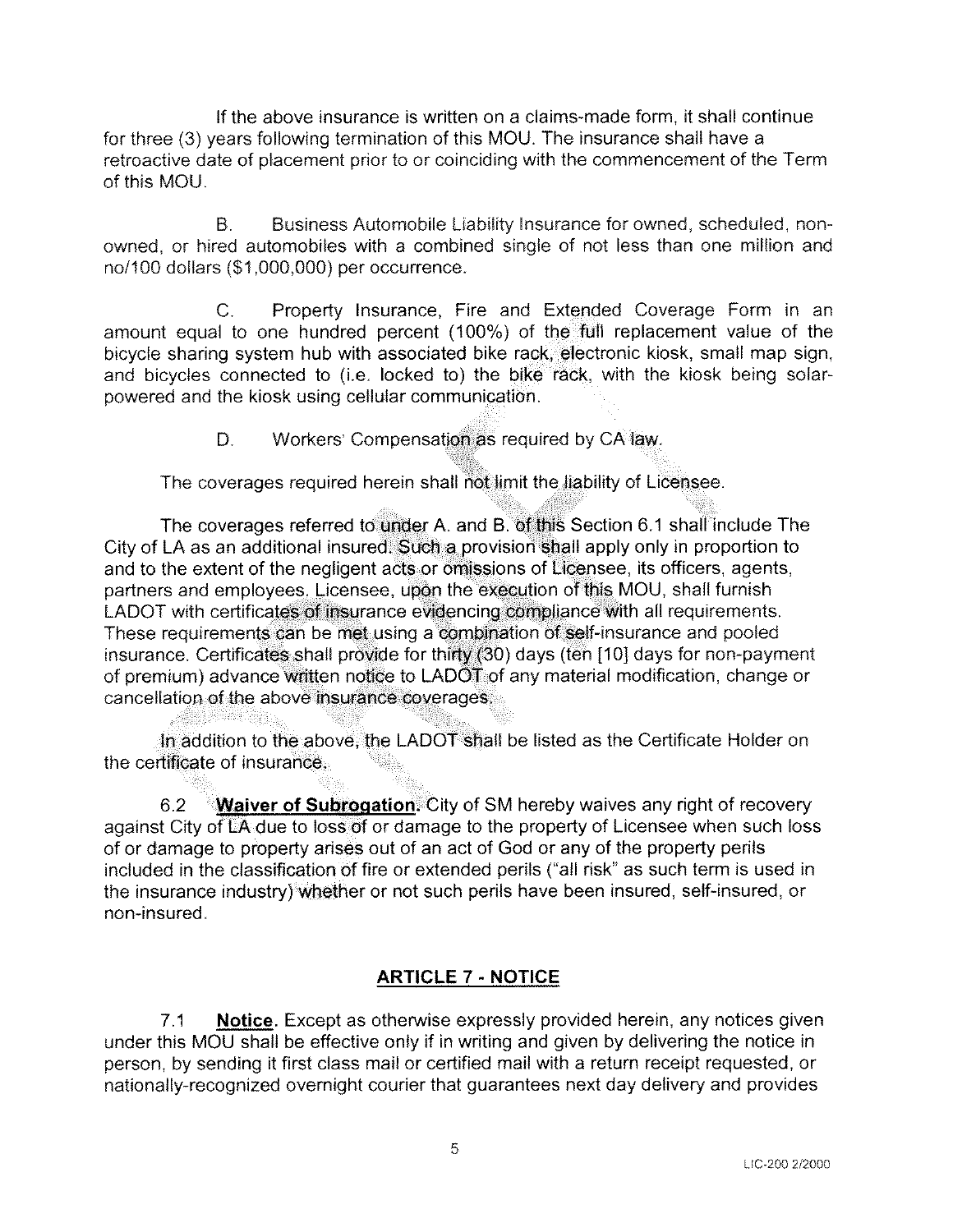If the above insurance is written on a claims-made form, it shall continue for three (3) years following termination of this MOU. The insurance shall have a retroactive date of placement prior to or coinciding with the commencement of the Term of this MOU.

B. Business Automobile Liability Insurance for owned, scheduled, non-owned, or hired automobiles with a combined single of not less than one million and no/100 dollars ($1,000,000) per occurrence.

C. Property Insurance, Fire and Extended Coverage Form in an amount equal to one hundred percent (100%) of the full replacement value of the bicycle sharing system hub with associated bike rack, electronic kiosk, small map sign, and bicycles connected to (i.e. locked to) the bike rack, with the kiosk being solar-powered and the kiosk using cellular communication.

D. Workers' Compensation as required by CA law.

The coverages required herein shall not limit the liability of Licensee.

The coverages referred to under A. and B. of this Section 6.1 shall include The City of LA as an additional insured. Such a provision shall apply only in proportion to and to the extent of the negligent acts or omissions of Licensee, its officers, agents, partners and employees. Licensee, upon the execution of this MOU, shall furnish LADOT with certificates of insurance evidencing compliance with all requirements. These requirements can be met using a combination of self-insurance and pooled insurance. Certificates shall provide for thirty (30) days (ten [10] days for non-payment of premium) advance written notice to LADOT of any material modification, change or cancellation of the above insurance coverages.

In addition to the above, the LADOT shall be listed as the Certificate Holder on the certificate of insurance.

6.2 **Waiver of Subrogation.** City of SM hereby waives any right of recovery against City of LA due to loss of or damage to the property of Licensee when such loss of or damage to property arises out of an act of God or any of the property perils included in the classification of fire or extended perils ("all risk" as such term is used in the insurance industry) whether or not such perils have been insured, self-insured, or non-insured.

## ARTICLE 7 - NOTICE

7.1 **Notice.** Except as otherwise expressly provided herein, any notices given under this MOU shall be effective only if in writing and given by delivering the notice in person, by sending it first class mail or certified mail with a return receipt requested, or nationally-recognized overnight courier that guarantees next day delivery and provides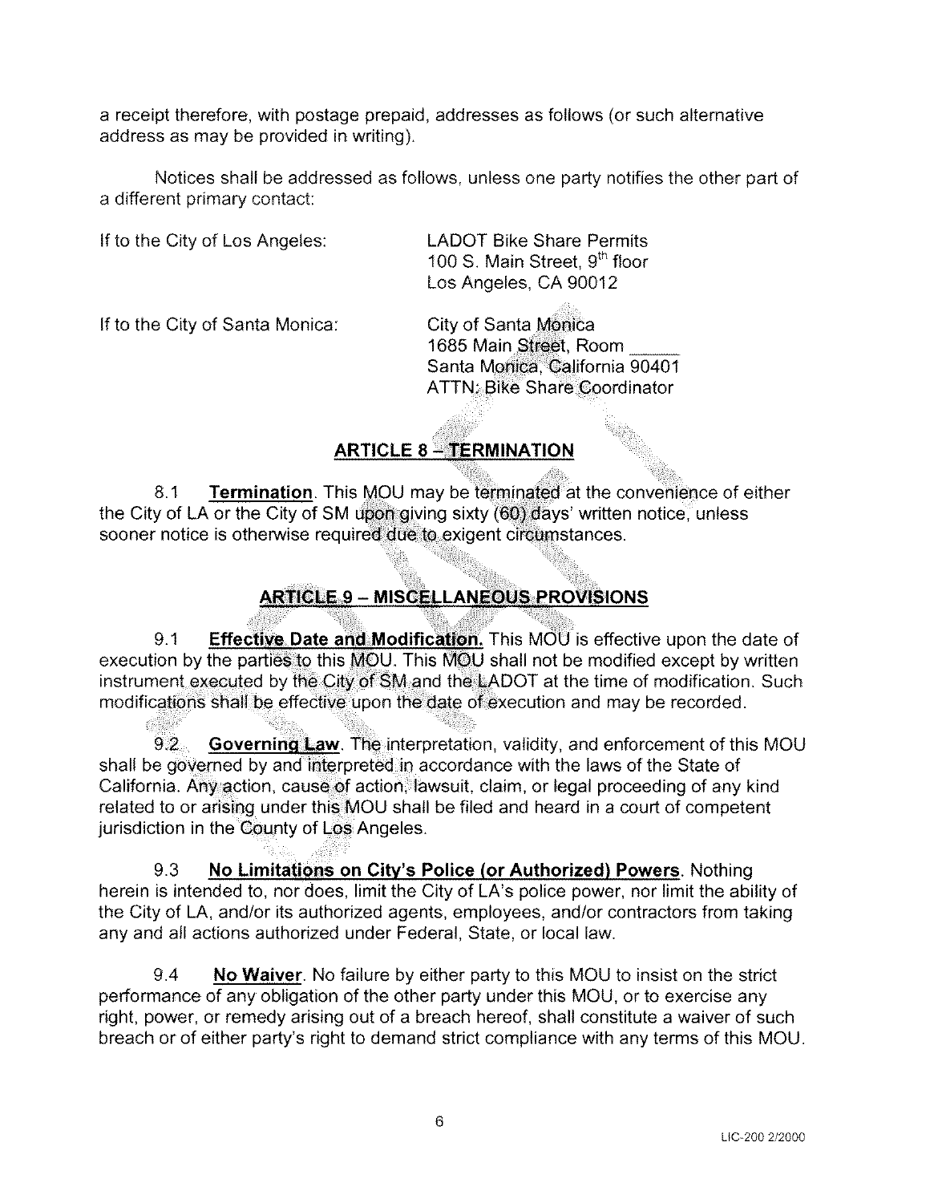a receipt therefore, with postage prepaid, addresses as follows (or such alternative address as may be provided in writing).

Notices shall be addressed as follows, unless one party notifies the other part of a different primary contact:

If to the City of Los Angeles:

LADOT Bike Share Permits
100 S. Main Street, 9th floor
Los Angeles, CA 90012

If to the City of Santa Monica:

City of Santa Monica
1685 Main Street, Room ______
Santa Monica, California 90401
ATTN: Bike Share Coordinator

## ARTICLE 8 – TERMINATION

8.1 **Termination**. This MOU may be terminated at the convenience of either the City of LA or the City of SM upon giving sixty (60) days' written notice, unless sooner notice is otherwise required due to exigent circumstances.

## ARTICLE 9 – MISCELLANEOUS PROVISIONS

9.1 **Effective Date and Modification.** This MOU is effective upon the date of execution by the parties to this MOU. This MOU shall not be modified except by written instrument executed by the City of SM and the LADOT at the time of modification. Such modifications shall be effective upon the date of execution and may be recorded.

9.2 **Governing Law**. The interpretation, validity, and enforcement of this MOU shall be governed by and interpreted in accordance with the laws of the State of California. Any action, cause of action, lawsuit, claim, or legal proceeding of any kind related to or arising under this MOU shall be filed and heard in a court of competent jurisdiction in the County of Los Angeles.

9.3 **No Limitations on City's Police (or Authorized) Powers**. Nothing herein is intended to, nor does, limit the City of LA's police power, nor limit the ability of the City of LA, and/or its authorized agents, employees, and/or contractors from taking any and all actions authorized under Federal, State, or local law.

9.4 **No Waiver**. No failure by either party to this MOU to insist on the strict performance of any obligation of the other party under this MOU, or to exercise any right, power, or remedy arising out of a breach hereof, shall constitute a waiver of such breach or of either party's right to demand strict compliance with any terms of this MOU.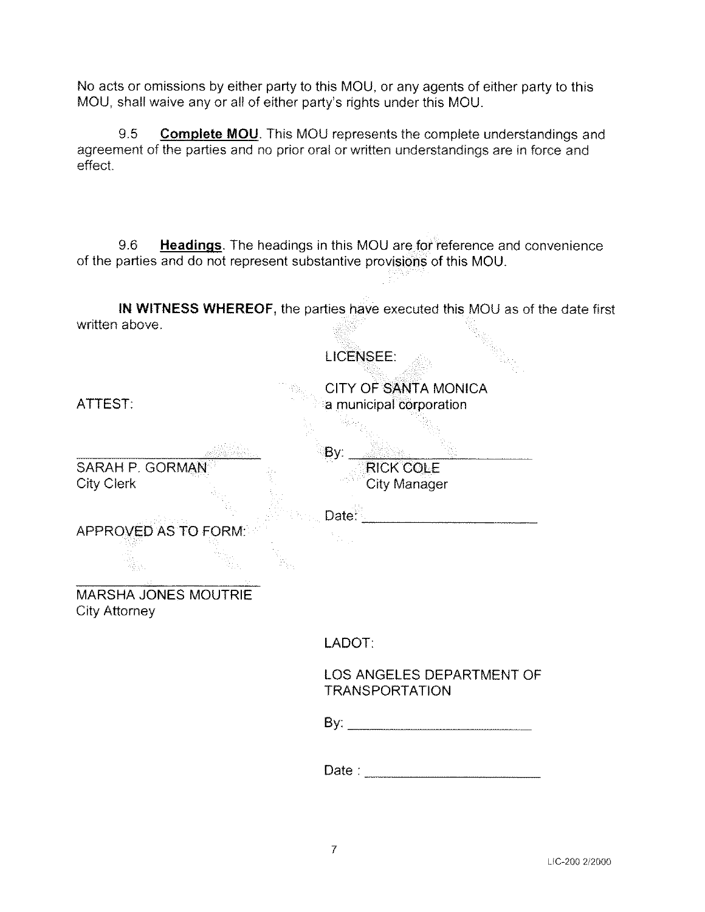No acts or omissions by either party to this MOU, or any agents of either party to this MOU, shall waive any or all of either party's rights under this MOU.

9.5 **Complete MOU**. This MOU represents the complete understandings and agreement of the parties and no prior oral or written understandings are in force and effect.

9.6 **Headings**. The headings in this MOU are for reference and convenience of the parties and do not represent substantive provisions of this MOU.

**IN WITNESS WHEREOF,** the parties have executed this MOU as of the date first written above.

LICENSEE:

CITY OF SANTA MONICA
a municipal corporation

ATTEST:

_______________________
SARAH P. GORMAN
City Clerk

By: _______________________
RICK COLE
City Manager

Date: _______________________

APPROVED AS TO FORM:

_______________________
MARSHA JONES MOUTRIE
City Attorney

LADOT:

LOS ANGELES DEPARTMENT OF TRANSPORTATION

By: _______________________

Date : _______________________

LIC-200 2/2000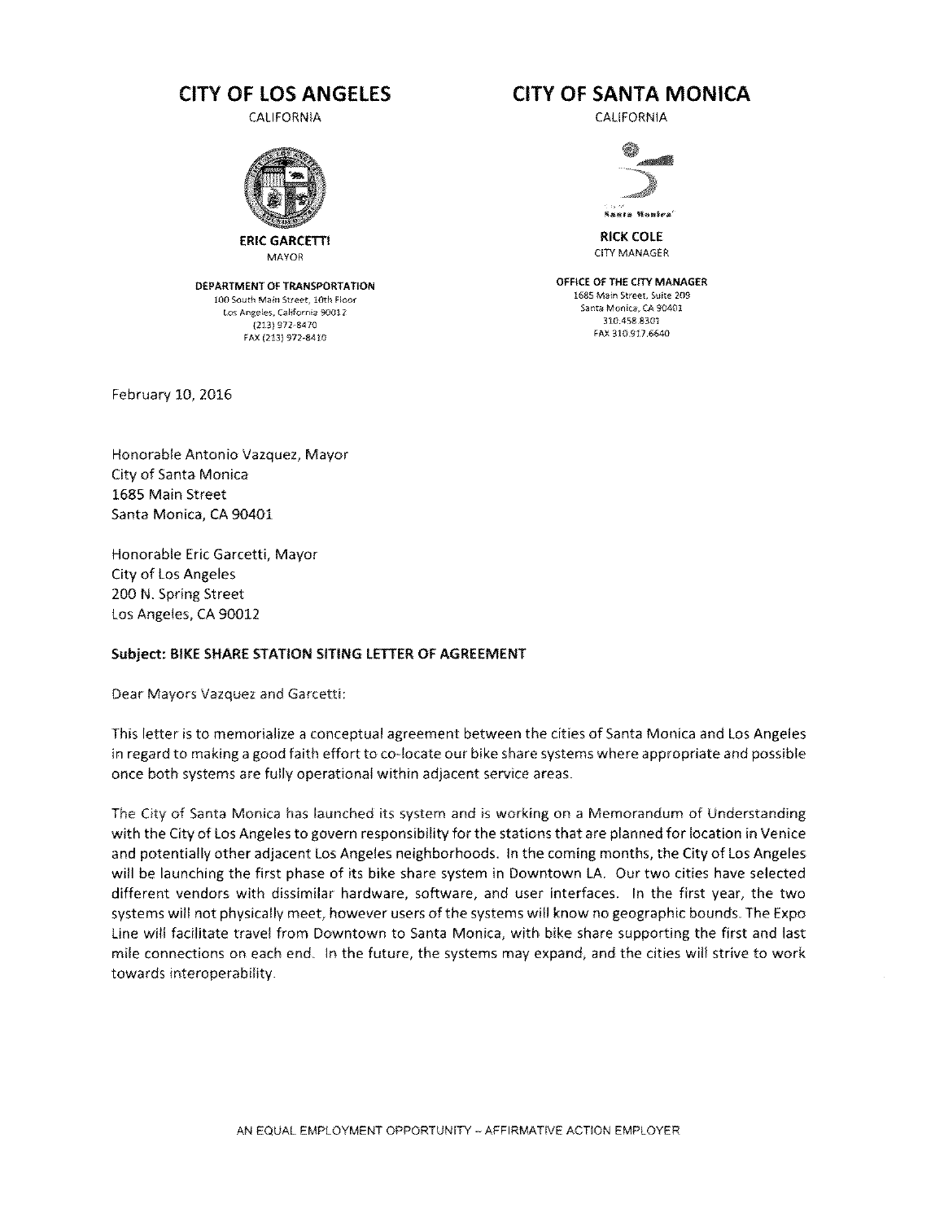**CITY OF LOS ANGELES**

CALIFORNIA

**ERIC GARCETTI**

MAYOR

**DEPARTMENT OF TRANSPORTATION**

100 South Main Street, 10th Floor
Los Angeles, California 90012
(213) 972-8470
FAX (213) 972-8410

**CITY OF SANTA MONICA**

CALIFORNIA

Santa Monica

**RICK COLE**

CITY MANAGER

**OFFICE OF THE CITY MANAGER**

1685 Main Street, Suite 209
Santa Monica, CA 90401
310.458.8301
FAX 310.917.6640

February 10, 2016

Honorable Antonio Vazquez, Mayor
City of Santa Monica
1685 Main Street
Santa Monica, CA 90401

Honorable Eric Garcetti, Mayor
City of Los Angeles
200 N. Spring Street
Los Angeles, CA 90012

**Subject: BIKE SHARE STATION SITING LETTER OF AGREEMENT**

Dear Mayors Vazquez and Garcetti:

This letter is to memorialize a conceptual agreement between the cities of Santa Monica and Los Angeles in regard to making a good faith effort to co-locate our bike share systems where appropriate and possible once both systems are fully operational within adjacent service areas.

The City of Santa Monica has launched its system and is working on a Memorandum of Understanding with the City of Los Angeles to govern responsibility for the stations that are planned for location in Venice and potentially other adjacent Los Angeles neighborhoods. In the coming months, the City of Los Angeles will be launching the first phase of its bike share system in Downtown LA. Our two cities have selected different vendors with dissimilar hardware, software, and user interfaces. In the first year, the two systems will not physically meet, however users of the systems will know no geographic bounds. The Expo Line will facilitate travel from Downtown to Santa Monica, with bike share supporting the first and last mile connections on each end. In the future, the systems may expand, and the cities will strive to work towards interoperability.

AN EQUAL EMPLOYMENT OPPORTUNITY – AFFIRMATIVE ACTION EMPLOYER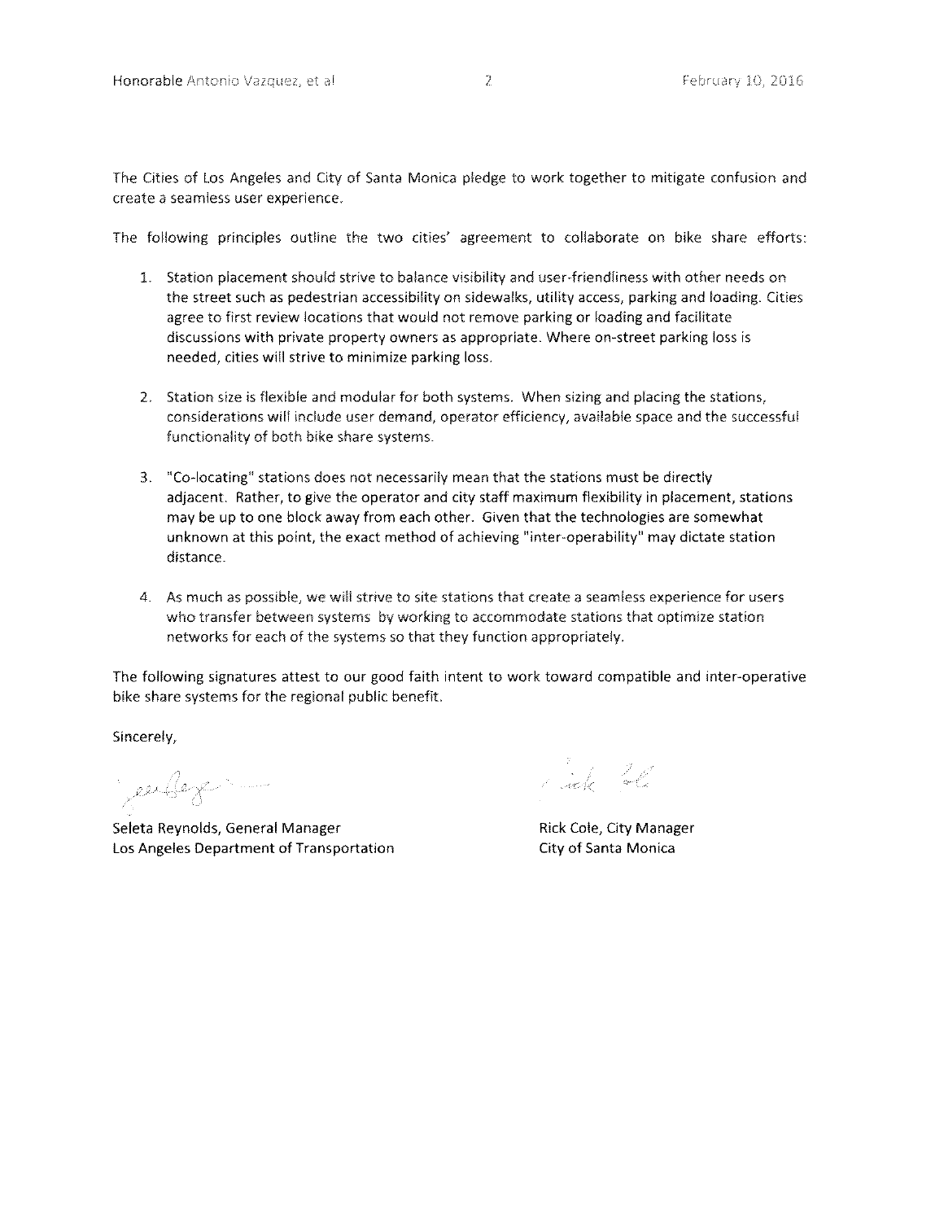The Cities of Los Angeles and City of Santa Monica pledge to work together to mitigate confusion and create a seamless user experience.

The following principles outline the two cities' agreement to collaborate on bike share efforts:

1. Station placement should strive to balance visibility and user-friendliness with other needs on the street such as pedestrian accessibility on sidewalks, utility access, parking and loading. Cities agree to first review locations that would not remove parking or loading and facilitate discussions with private property owners as appropriate. Where on-street parking loss is needed, cities will strive to minimize parking loss.

2. Station size is flexible and modular for both systems. When sizing and placing the stations, considerations will include user demand, operator efficiency, available space and the successful functionality of both bike share systems.

3. "Co-locating" stations does not necessarily mean that the stations must be directly adjacent. Rather, to give the operator and city staff maximum flexibility in placement, stations may be up to one block away from each other. Given that the technologies are somewhat unknown at this point, the exact method of achieving "inter-operability" may dictate station distance.

4. As much as possible, we will strive to site stations that create a seamless experience for users who transfer between systems by working to accommodate stations that optimize station networks for each of the systems so that they function appropriately.

The following signatures attest to our good faith intent to work toward compatible and inter-operative bike share systems for the regional public benefit.

Sincerely,

Seleta Reynolds, General Manager
Los Angeles Department of Transportation

Rick Cole, City Manager
City of Santa Monica